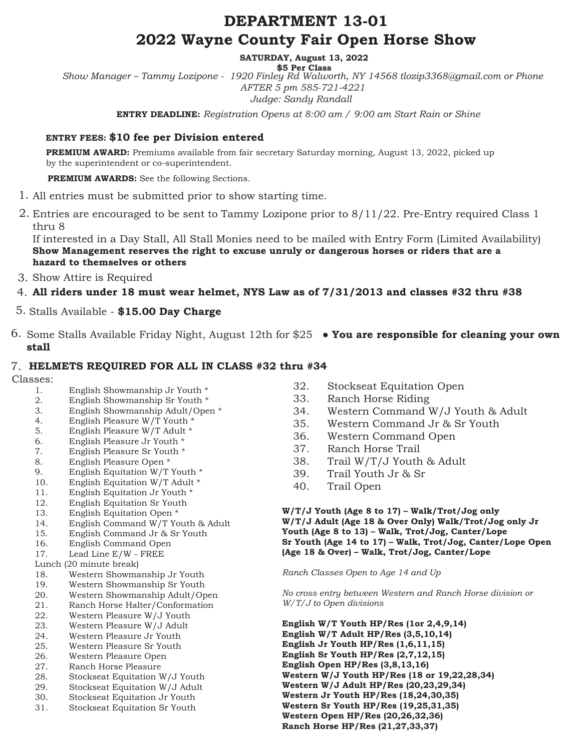# DEPARTMENT 13-01

# 2022 Wayne County Fair Open Horse Show

**SATURDAY, August 13, 2022**
**$5 Per Class**

*Show Manager – Tammy Lozipone - 1920 Finley Rd Walworth, NY 14568 tlozip3368@gmail.com or Phone AFTER 5 pm 585-721-4221*
*Judge: Sandy Randall*

**ENTRY DEADLINE:** *Registration Opens at 8:00 am / 9:00 am Start Rain or Shine*

**ENTRY FEES: $10 fee per Division entered**

**PREMIUM AWARD:** Premiums available from fair secretary Saturday morning, August 13, 2022, picked up by the superintendent or co-superintendent.

**PREMIUM AWARDS:** See the following Sections.

1. All entries must be submitted prior to show starting time.
2. Entries are encouraged to be sent to Tammy Lozipone prior to 8/11/22. Pre-Entry required Class 1 thru 8
   If interested in a Day Stall, All Stall Monies need to be mailed with Entry Form (Limited Availability)
   **Show Management reserves the right to excuse unruly or dangerous horses or riders that are a hazard to themselves or others**
3. Show Attire is Required
4. **All riders under 18 must wear helmet, NYS Law as of 7/31/2013 and classes #32 thru #38**
5. Stalls Available - **$15.00 Day Charge**
6. Some Stalls Available Friday Night, August 12th for $25 ● **You are responsible for cleaning your own stall**
7. **HELMETS REQUIRED FOR ALL IN CLASS #32 thru #34**

Classes:

1. English Showmanship Jr Youth *
2. English Showmanship Sr Youth *
3. English Showmanship Adult/Open *
4. English Pleasure W/T Youth *
5. English Pleasure W/T Adult *
6. English Pleasure Jr Youth *
7. English Pleasure Sr Youth *
8. English Pleasure Open *
9. English Equitation W/T Youth *
10. English Equitation W/T Adult *
11. English Equitation Jr Youth *
12. English Equitation Sr Youth
13. English Equitation Open *
14. English Command W/T Youth & Adult
15. English Command Jr & Sr Youth
16. English Command Open
17. Lead Line E/W - FREE

Lunch (20 minute break)

18. Western Showmanship Jr Youth
19. Western Showmanship Sr Youth
20. Western Showmanship Adult/Open
21. Ranch Horse Halter/Conformation
22. Western Pleasure W/J Youth
23. Western Pleasure W/J Adult
24. Western Pleasure Jr Youth
25. Western Pleasure Sr Youth
26. Western Pleasure Open
27. Ranch Horse Pleasure
28. Stockseat Equitation W/J Youth
29. Stockseat Equitation W/J Adult
30. Stockseat Equitation Jr Youth
31. Stockseat Equitation Sr Youth
32. Stockseat Equitation Open
33. Ranch Horse Riding
34. Western Command W/J Youth & Adult
35. Western Command Jr & Sr Youth
36. Western Command Open
37. Ranch Horse Trail
38. Trail W/T/J Youth & Adult
39. Trail Youth Jr & Sr
40. Trail Open

**W/T/J Youth (Age 8 to 17) – Walk/Trot/Jog only**
**W/T/J Adult (Age 18 & Over Only) Walk/Trot/Jog only Jr Youth (Age 8 to 13) – Walk, Trot/Jog, Canter/Lope**
**Sr Youth (Age 14 to 17) – Walk, Trot/Jog, Canter/Lope Open (Age 18 & Over) – Walk, Trot/Jog, Canter/Lope**

*Ranch Classes Open to Age 14 and Up*

*No cross entry between Western and Ranch Horse division or W/T/J to Open divisions*

**English W/T Youth HP/Res (1or 2,4,9,14)**
**English W/T Adult HP/Res (3,5,10,14)**
**English Jr Youth HP/Res (1,6,11,15)**
**English Sr Youth HP/Res (2,7,12,15)**
**English Open HP/Res (3,8,13,16)**
**Western W/J Youth HP/Res (18 or 19,22,28,34)**
**Western W/J Adult HP/Res (20,23,29,34)**
**Western Jr Youth HP/Res (18,24,30,35)**
**Western Sr Youth HP/Res (19,25,31,35)**
**Western Open HP/Res (20,26,32,36)**
**Ranch Horse HP/Res (21,27,33,37)**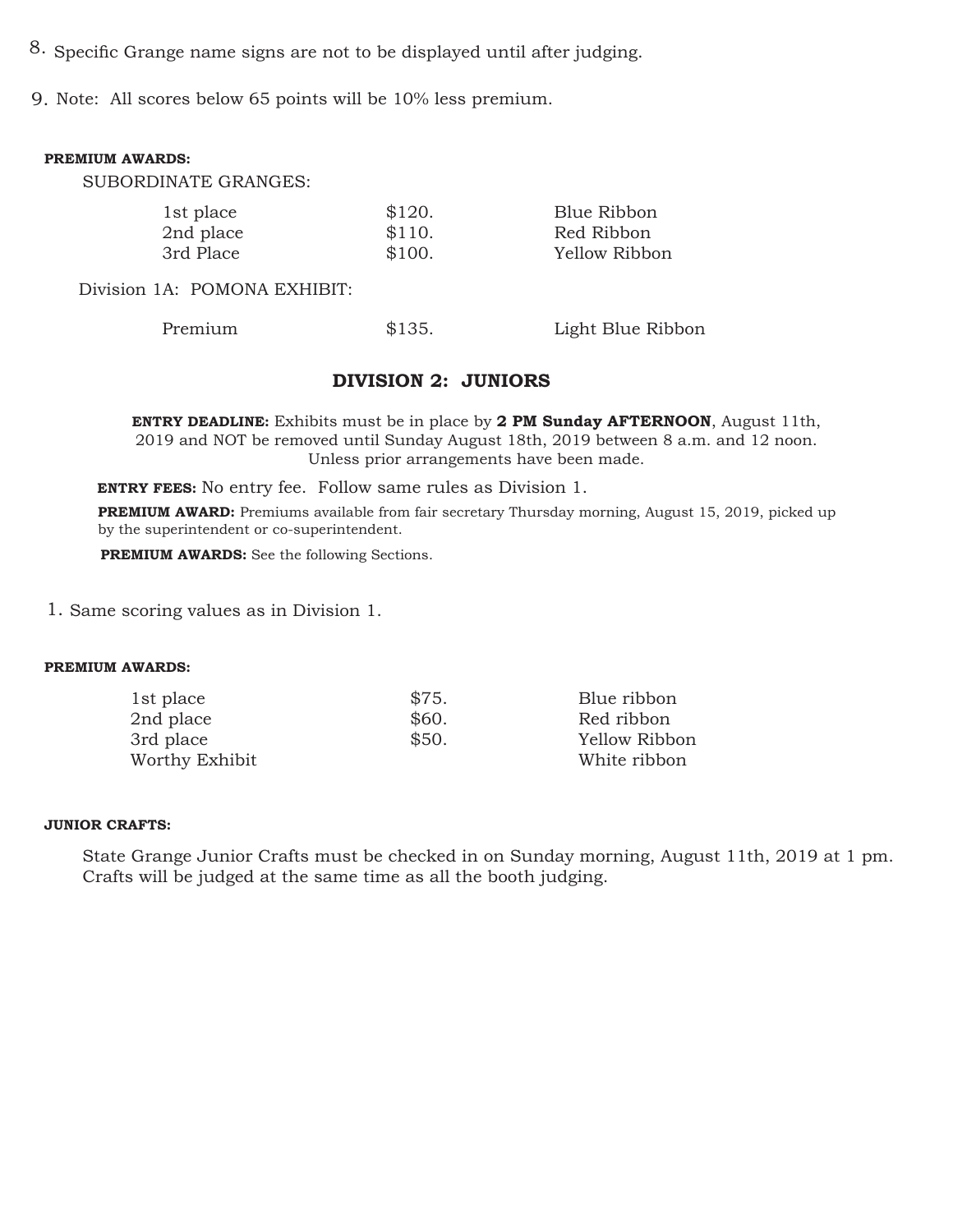8. Specific Grange name signs are not to be displayed until after judging.

9. Note: All scores below 65 points will be 10% less premium.

**PREMIUM AWARDS:**

SUBORDINATE GRANGES:

| | | |
|---|---|---|
| 1st place | $120. | Blue Ribbon |
| 2nd place | $110. | Red Ribbon |
| 3rd Place | $100. | Yellow Ribbon |

Division 1A: POMONA EXHIBIT:

| | | |
|---|---|---|
| Premium | $135. | Light Blue Ribbon |

## DIVISION 2: JUNIORS

**ENTRY DEADLINE:** Exhibits must be in place by **2 PM Sunday AFTERNOON**, August 11th, 2019 and NOT be removed until Sunday August 18th, 2019 between 8 a.m. and 12 noon. Unless prior arrangements have been made.

**ENTRY FEES:** No entry fee. Follow same rules as Division 1.

**PREMIUM AWARD:** Premiums available from fair secretary Thursday morning, August 15, 2019, picked up by the superintendent or co-superintendent.

**PREMIUM AWARDS:** See the following Sections.

1. Same scoring values as in Division 1.

**PREMIUM AWARDS:**

| | | |
|---|---|---|
| 1st place | $75. | Blue ribbon |
| 2nd place | $60. | Red ribbon |
| 3rd place | $50. | Yellow Ribbon |
| Worthy Exhibit | | White ribbon |

**JUNIOR CRAFTS:**

State Grange Junior Crafts must be checked in on Sunday morning, August 11th, 2019 at 1 pm. Crafts will be judged at the same time as all the booth judging.